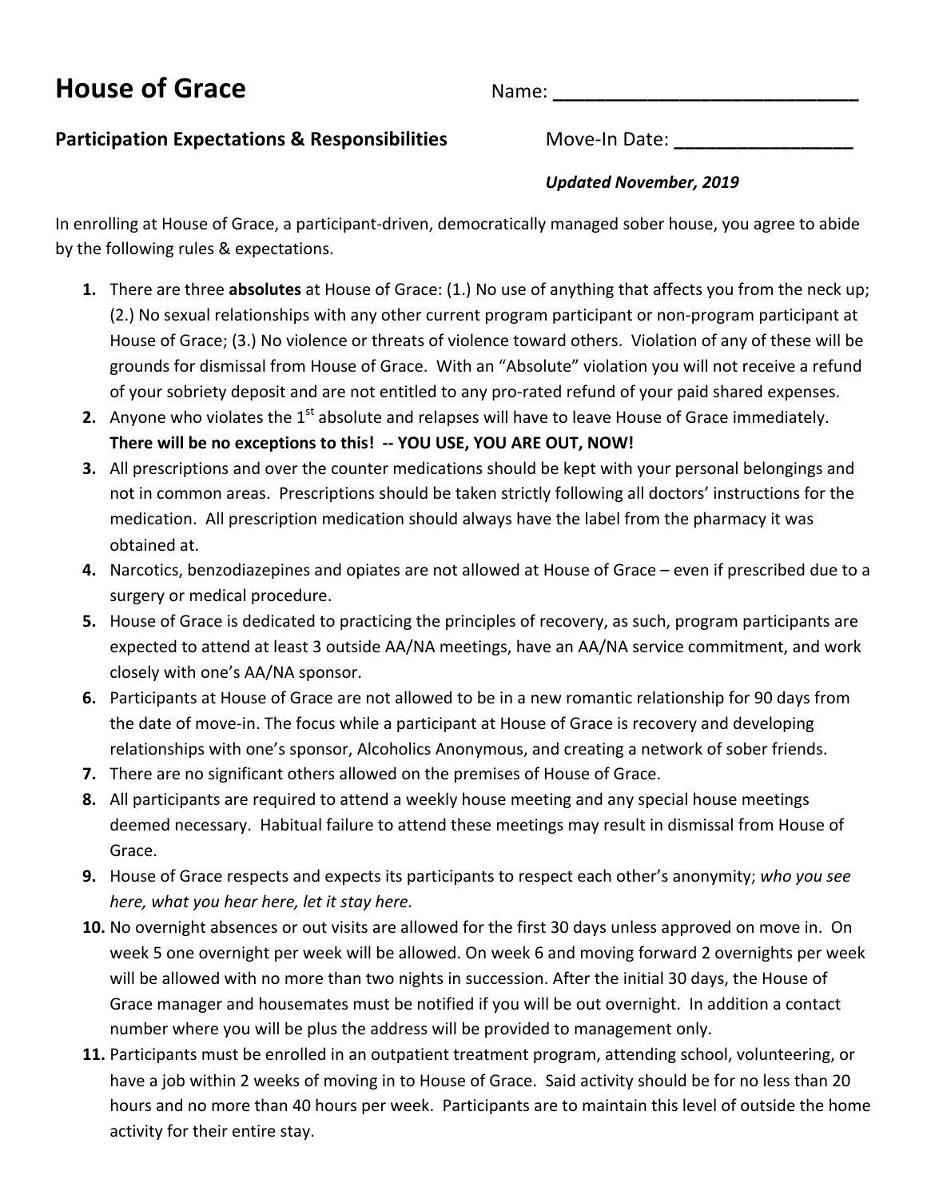# House of Grace

Name: ____________________________

**Participation Expectations & Responsibilities**

Move-In Date: _________________

***Updated November, 2019***

In enrolling at House of Grace, a participant-driven, democratically managed sober house, you agree to abide by the following rules & expectations.

1. There are three **absolutes** at House of Grace: (1.) No use of anything that affects you from the neck up; (2.) No sexual relationships with any other current program participant or non-program participant at House of Grace; (3.) No violence or threats of violence toward others. Violation of any of these will be grounds for dismissal from House of Grace. With an "Absolute" violation you will not receive a refund of your sobriety deposit and are not entitled to any pro-rated refund of your paid shared expenses.
2. Anyone who violates the 1st absolute and relapses will have to leave House of Grace immediately. **There will be no exceptions to this! -- YOU USE, YOU ARE OUT, NOW!**
3. All prescriptions and over the counter medications should be kept with your personal belongings and not in common areas. Prescriptions should be taken strictly following all doctors' instructions for the medication. All prescription medication should always have the label from the pharmacy it was obtained at.
4. Narcotics, benzodiazepines and opiates are not allowed at House of Grace – even if prescribed due to a surgery or medical procedure.
5. House of Grace is dedicated to practicing the principles of recovery, as such, program participants are expected to attend at least 3 outside AA/NA meetings, have an AA/NA service commitment, and work closely with one's AA/NA sponsor.
6. Participants at House of Grace are not allowed to be in a new romantic relationship for 90 days from the date of move-in. The focus while a participant at House of Grace is recovery and developing relationships with one's sponsor, Alcoholics Anonymous, and creating a network of sober friends.
7. There are no significant others allowed on the premises of House of Grace.
8. All participants are required to attend a weekly house meeting and any special house meetings deemed necessary. Habitual failure to attend these meetings may result in dismissal from House of Grace.
9. House of Grace respects and expects its participants to respect each other's anonymity; *who you see here, what you hear here, let it stay here.*
10. No overnight absences or out visits are allowed for the first 30 days unless approved on move in. On week 5 one overnight per week will be allowed. On week 6 and moving forward 2 overnights per week will be allowed with no more than two nights in succession. After the initial 30 days, the House of Grace manager and housemates must be notified if you will be out overnight. In addition a contact number where you will be plus the address will be provided to management only.
11. Participants must be enrolled in an outpatient treatment program, attending school, volunteering, or have a job within 2 weeks of moving in to House of Grace. Said activity should be for no less than 20 hours and no more than 40 hours per week. Participants are to maintain this level of outside the home activity for their entire stay.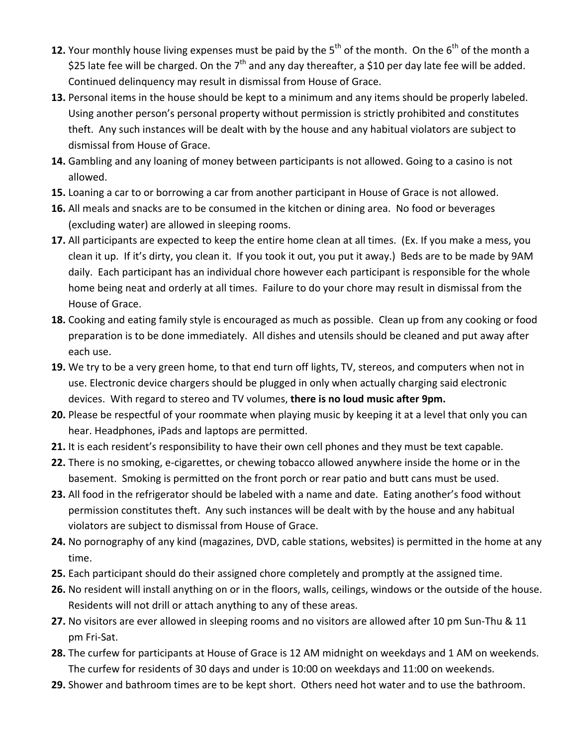12. Your monthly house living expenses must be paid by the 5th of the month. On the 6th of the month a $25 late fee will be charged. On the 7th and any day thereafter, a $10 per day late fee will be added. Continued delinquency may result in dismissal from House of Grace.
13. Personal items in the house should be kept to a minimum and any items should be properly labeled. Using another person's personal property without permission is strictly prohibited and constitutes theft. Any such instances will be dealt with by the house and any habitual violators are subject to dismissal from House of Grace.
14. Gambling and any loaning of money between participants is not allowed. Going to a casino is not allowed.
15. Loaning a car to or borrowing a car from another participant in House of Grace is not allowed.
16. All meals and snacks are to be consumed in the kitchen or dining area. No food or beverages (excluding water) are allowed in sleeping rooms.
17. All participants are expected to keep the entire home clean at all times. (Ex. If you make a mess, you clean it up. If it's dirty, you clean it. If you took it out, you put it away.) Beds are to be made by 9AM daily. Each participant has an individual chore however each participant is responsible for the whole home being neat and orderly at all times. Failure to do your chore may result in dismissal from the House of Grace.
18. Cooking and eating family style is encouraged as much as possible. Clean up from any cooking or food preparation is to be done immediately. All dishes and utensils should be cleaned and put away after each use.
19. We try to be a very green home, to that end turn off lights, TV, stereos, and computers when not in use. Electronic device chargers should be plugged in only when actually charging said electronic devices. With regard to stereo and TV volumes, **there is no loud music after 9pm.**
20. Please be respectful of your roommate when playing music by keeping it at a level that only you can hear. Headphones, iPads and laptops are permitted.
21. It is each resident's responsibility to have their own cell phones and they must be text capable.
22. There is no smoking, e-cigarettes, or chewing tobacco allowed anywhere inside the home or in the basement. Smoking is permitted on the front porch or rear patio and butt cans must be used.
23. All food in the refrigerator should be labeled with a name and date. Eating another's food without permission constitutes theft. Any such instances will be dealt with by the house and any habitual violators are subject to dismissal from House of Grace.
24. No pornography of any kind (magazines, DVD, cable stations, websites) is permitted in the home at any time.
25. Each participant should do their assigned chore completely and promptly at the assigned time.
26. No resident will install anything on or in the floors, walls, ceilings, windows or the outside of the house. Residents will not drill or attach anything to any of these areas.
27. No visitors are ever allowed in sleeping rooms and no visitors are allowed after 10 pm Sun-Thu & 11 pm Fri-Sat.
28. The curfew for participants at House of Grace is 12 AM midnight on weekdays and 1 AM on weekends. The curfew for residents of 30 days and under is 10:00 on weekdays and 11:00 on weekends.
29. Shower and bathroom times are to be kept short. Others need hot water and to use the bathroom.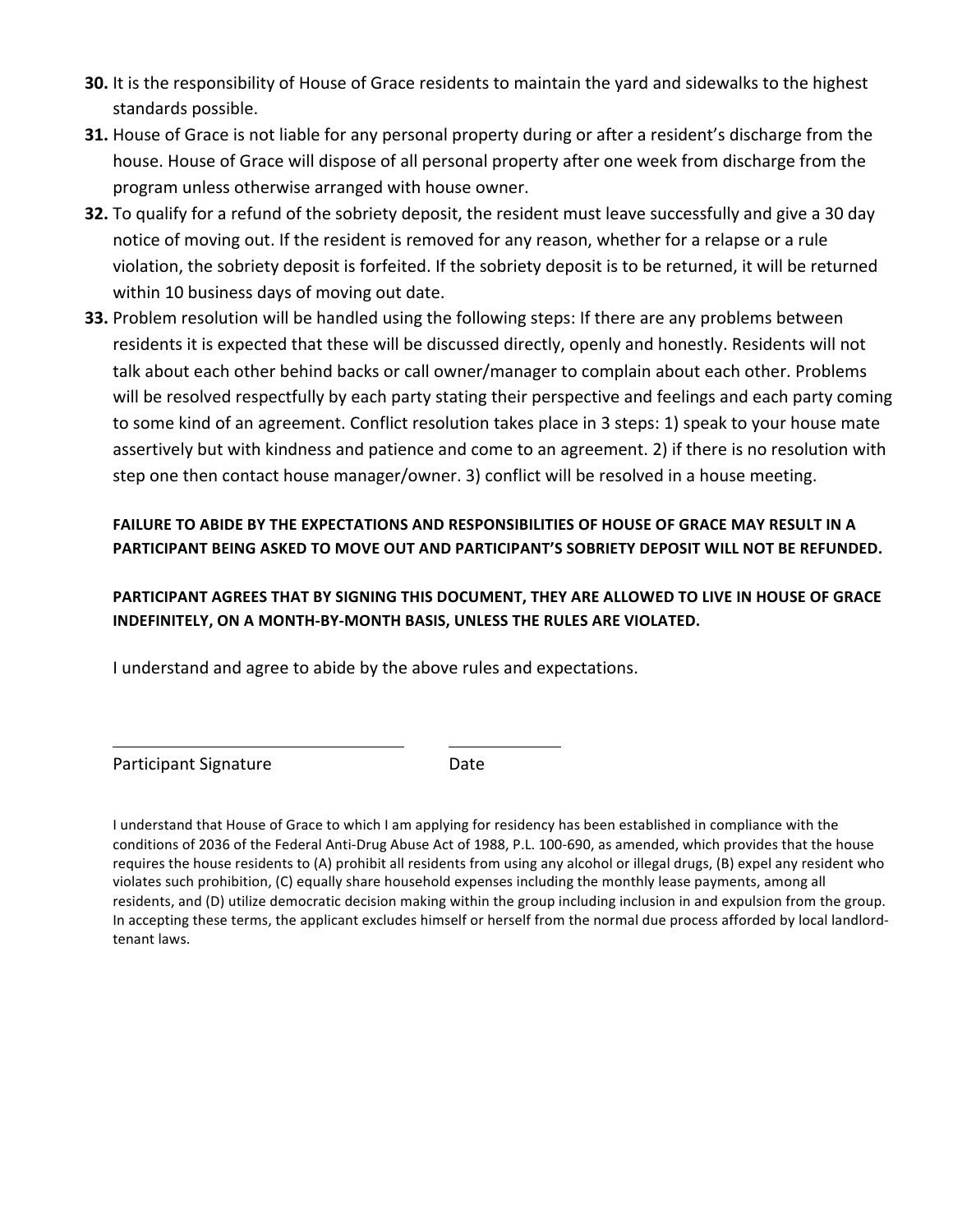**30.** It is the responsibility of House of Grace residents to maintain the yard and sidewalks to the highest standards possible.

**31.** House of Grace is not liable for any personal property during or after a resident's discharge from the house. House of Grace will dispose of all personal property after one week from discharge from the program unless otherwise arranged with house owner.

**32.** To qualify for a refund of the sobriety deposit, the resident must leave successfully and give a 30 day notice of moving out. If the resident is removed for any reason, whether for a relapse or a rule violation, the sobriety deposit is forfeited. If the sobriety deposit is to be returned, it will be returned within 10 business days of moving out date.

**33.** Problem resolution will be handled using the following steps: If there are any problems between residents it is expected that these will be discussed directly, openly and honestly. Residents will not talk about each other behind backs or call owner/manager to complain about each other. Problems will be resolved respectfully by each party stating their perspective and feelings and each party coming to some kind of an agreement. Conflict resolution takes place in 3 steps: 1) speak to your house mate assertively but with kindness and patience and come to an agreement. 2) if there is no resolution with step one then contact house manager/owner. 3) conflict will be resolved in a house meeting.

**FAILURE TO ABIDE BY THE EXPECTATIONS AND RESPONSIBILITIES OF HOUSE OF GRACE MAY RESULT IN A PARTICIPANT BEING ASKED TO MOVE OUT AND PARTICIPANT'S SOBRIETY DEPOSIT WILL NOT BE REFUNDED.**

**PARTICIPANT AGREES THAT BY SIGNING THIS DOCUMENT, THEY ARE ALLOWED TO LIVE IN HOUSE OF GRACE INDEFINITELY, ON A MONTH-BY-MONTH BASIS, UNLESS THE RULES ARE VIOLATED.**

I understand and agree to abide by the above rules and expectations.

\_\_\_\_\_\_\_\_\_\_\_\_\_\_\_\_\_\_\_\_\_\_\_\_\_\_\_\_\_\_ \_\_\_\_\_\_\_\_\_\_\_\_\_\_

Participant Signature Date

I understand that House of Grace to which I am applying for residency has been established in compliance with the conditions of 2036 of the Federal Anti-Drug Abuse Act of 1988, P.L. 100-690, as amended, which provides that the house requires the house residents to (A) prohibit all residents from using any alcohol or illegal drugs, (B) expel any resident who violates such prohibition, (C) equally share household expenses including the monthly lease payments, among all residents, and (D) utilize democratic decision making within the group including inclusion in and expulsion from the group. In accepting these terms, the applicant excludes himself or herself from the normal due process afforded by local landlord-tenant laws.